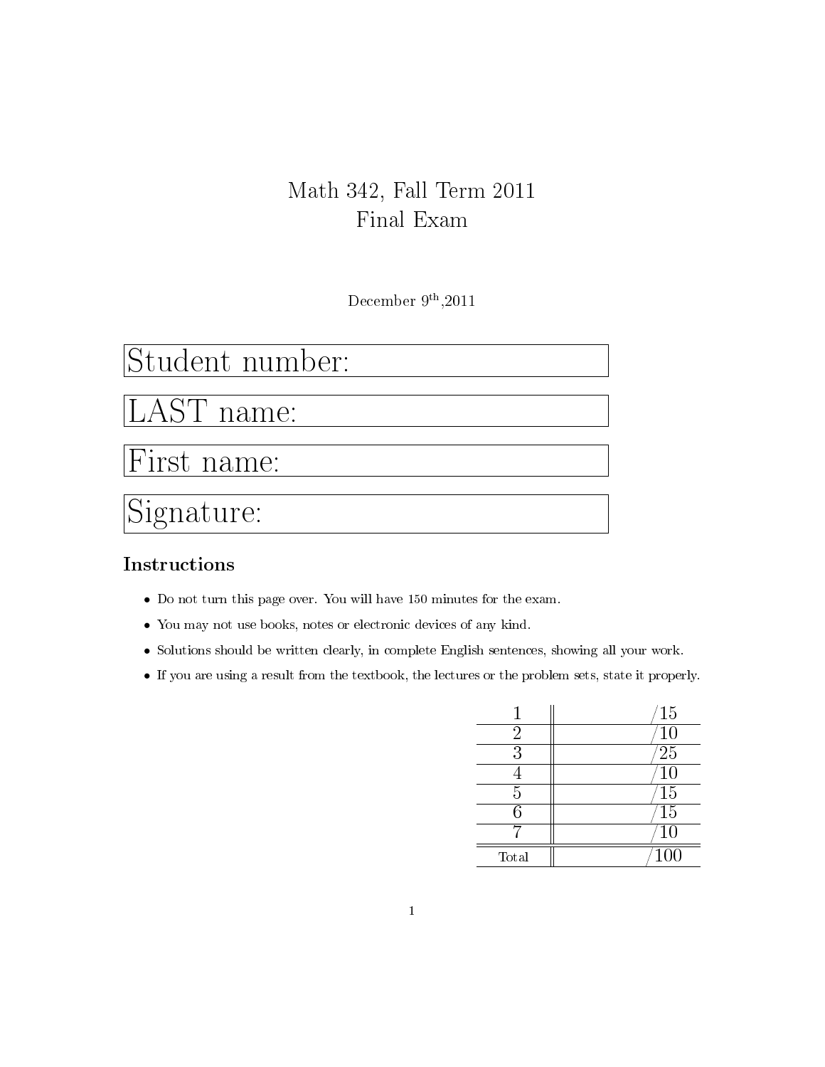# Math 342, Fall Term 2011
# Final Exam

December 9th,2011

Student number:

LAST name:

First name:

Signature:

## Instructions

- Do not turn this page over. You will have 150 minutes for the exam.
- You may not use books, notes or electronic devices of any kind.
- Solutions should be written clearly, in complete English sentences, showing all your work.
- If you are using a result from the textbook, the lectures or the problem sets, state it properly.

| | |
|---|---|
| 1 | /15 |
| 2 | /10 |
| 3 | /25 |
| 4 | /10 |
| 5 | /15 |
| 6 | /15 |
| 7 | /10 |
| Total | /100 |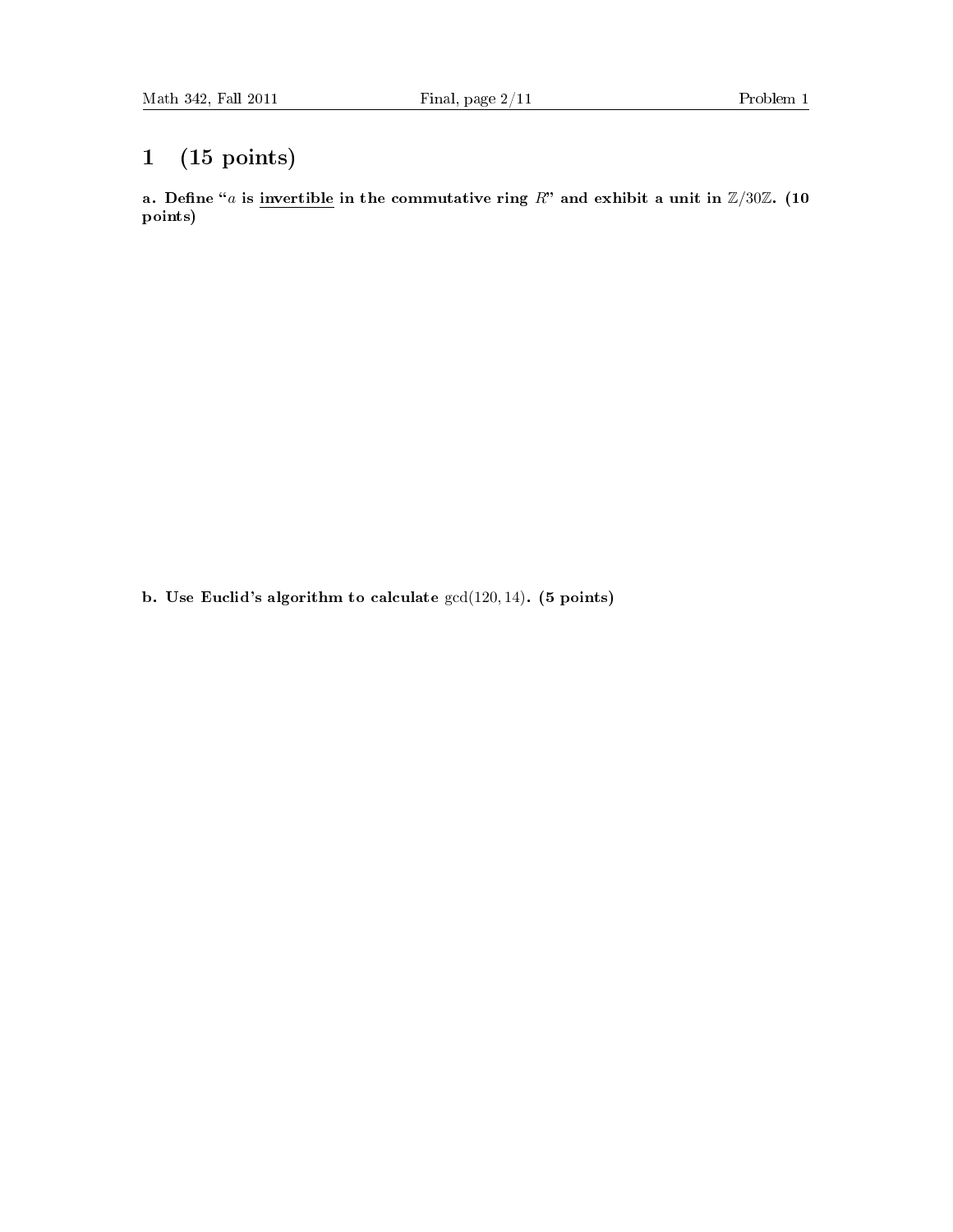# 1 (15 points)

**a. Define "$a$ is <u>invertible</u> in the commutative ring $R$" and exhibit a unit in $\mathbb{Z}/30\mathbb{Z}$. (10 points)**

**b. Use Euclid's algorithm to calculate $\gcd(120, 14)$. (5 points)**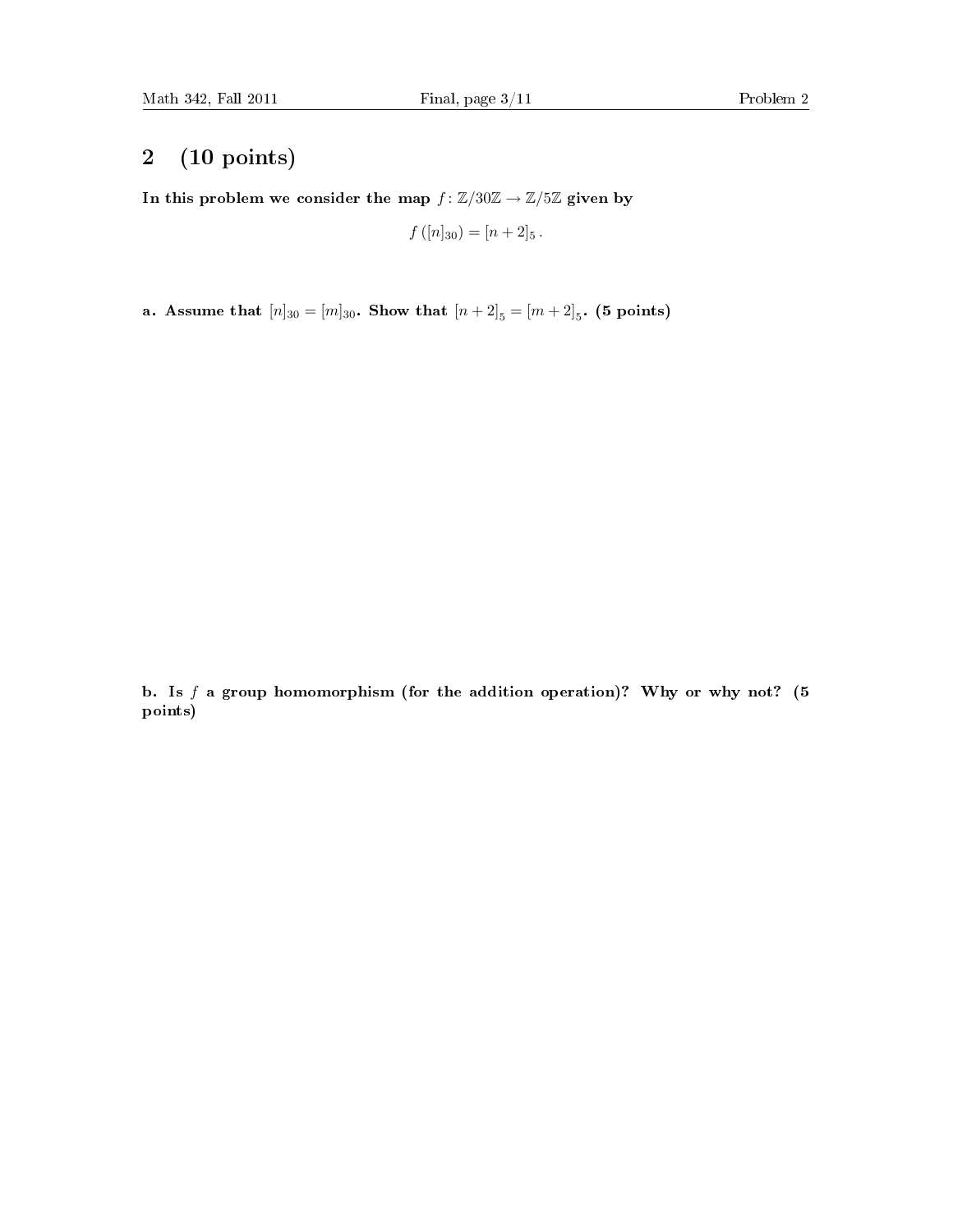## 2 (10 points)

**In this problem we consider the map $f\colon \mathbb{Z}/30\mathbb{Z} \to \mathbb{Z}/5\mathbb{Z}$ given by**

$$f\left([n]_{30}\right) = [n+2]_5 \, .$$

**a. Assume that $[n]_{30} = [m]_{30}$. Show that $[n+2]_5 = [m+2]_5$. (5 points)**

**b. Is $f$ a group homomorphism (for the addition operation)? Why or why not? (5 points)**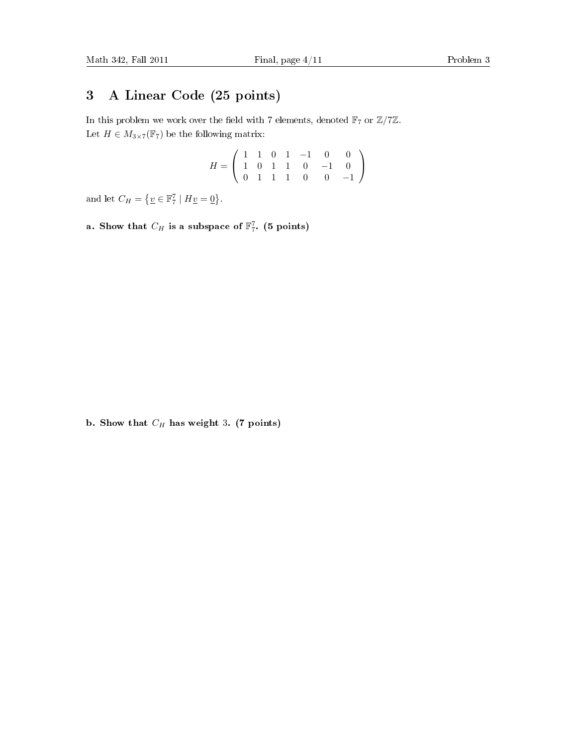## 3 A Linear Code (25 points)

In this problem we work over the field with 7 elements, denoted $\mathbb{F}_7$ or $\mathbb{Z}/7\mathbb{Z}$.
Let $H \in M_{3\times 7}(\mathbb{F}_7)$ be the following matrix:

$$H = \begin{pmatrix} 1 & 1 & 0 & 1 & -1 & 0 & 0 \\ 1 & 0 & 1 & 1 & 0 & -1 & 0 \\ 0 & 1 & 1 & 1 & 0 & 0 & -1 \end{pmatrix}$$

and let $C_H = \left\{ \underline{v} \in \mathbb{F}_7^7 \mid H\underline{v} = \underline{0} \right\}$.

**a. Show that $C_H$ is a subspace of $\mathbb{F}_7^7$. (5 points)**

**b. Show that $C_H$ has weight 3. (7 points)**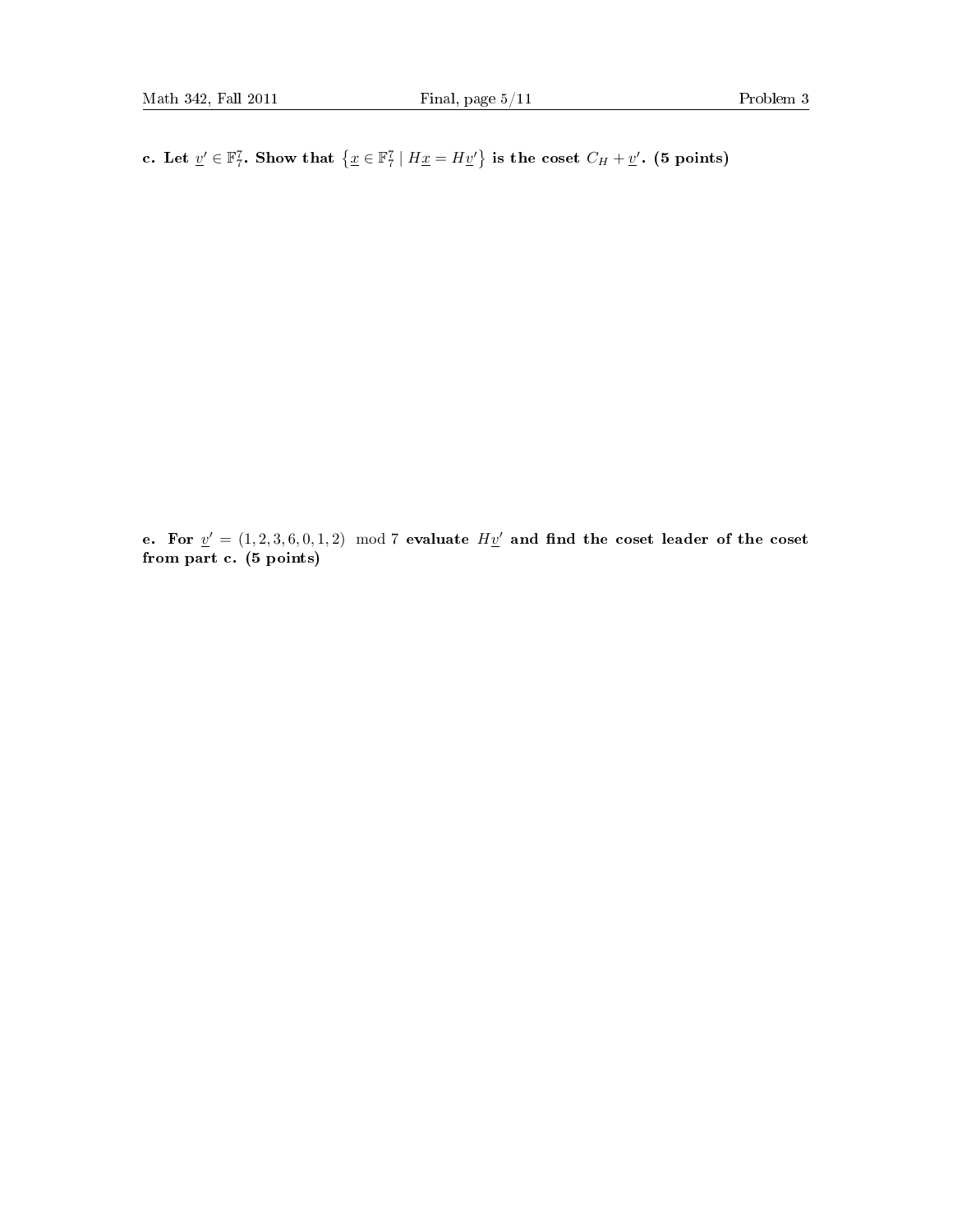**c. Let $\underline{v}' \in \mathbb{F}_7^7$. Show that $\{\underline{x} \in \mathbb{F}_7^7 \mid H\underline{x} = H\underline{v}'\}$ is the coset $C_H + \underline{v}'$. (5 points)**

**e. For $\underline{v}' = (1, 2, 3, 6, 0, 1, 2) \mod 7$ evaluate $H\underline{v}'$ and find the coset leader of the coset from part c. (5 points)**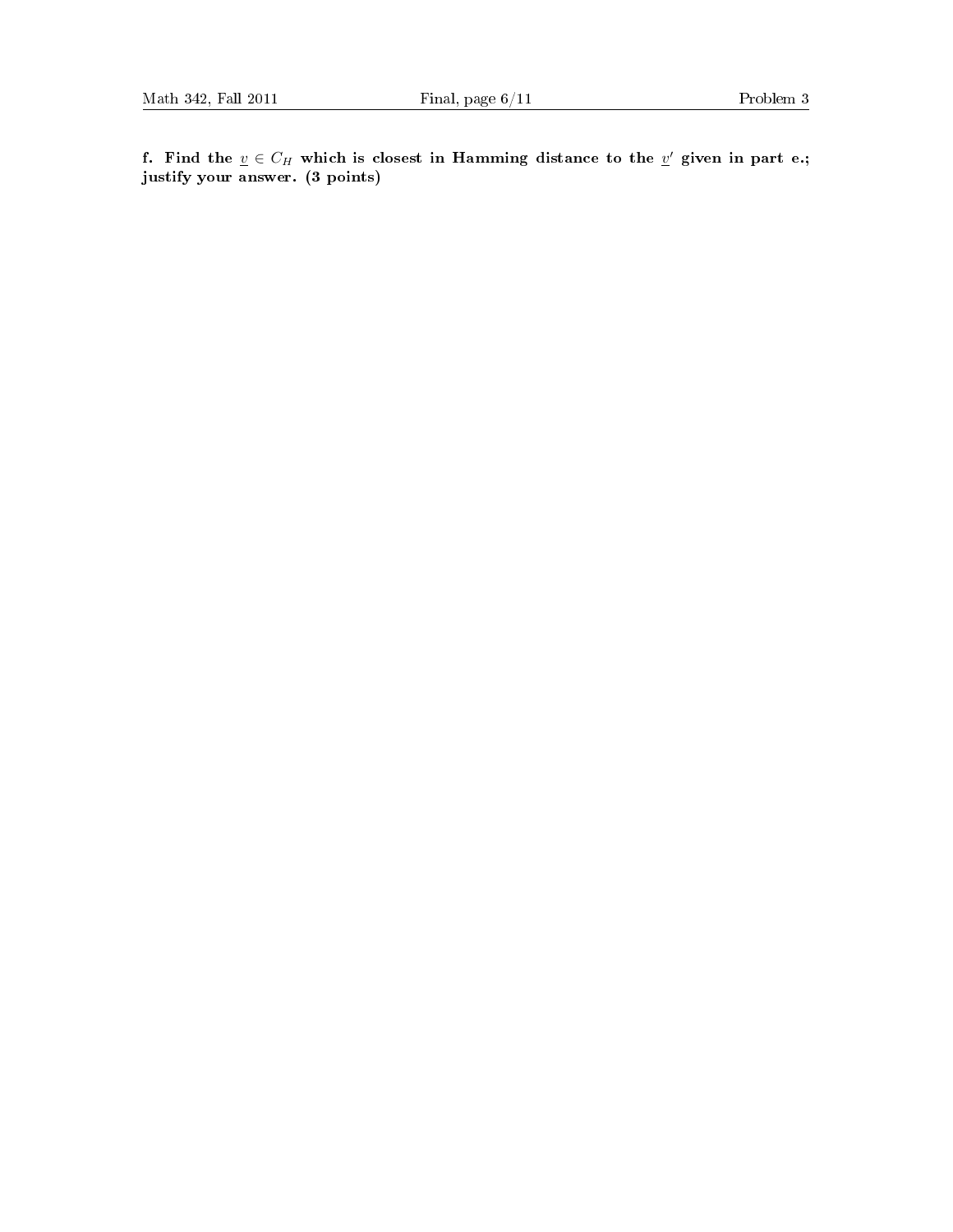**f. Find the $\underline{v} \in C_H$ which is closest in Hamming distance to the $\underline{v}'$ given in part e.; justify your answer. (3 points)**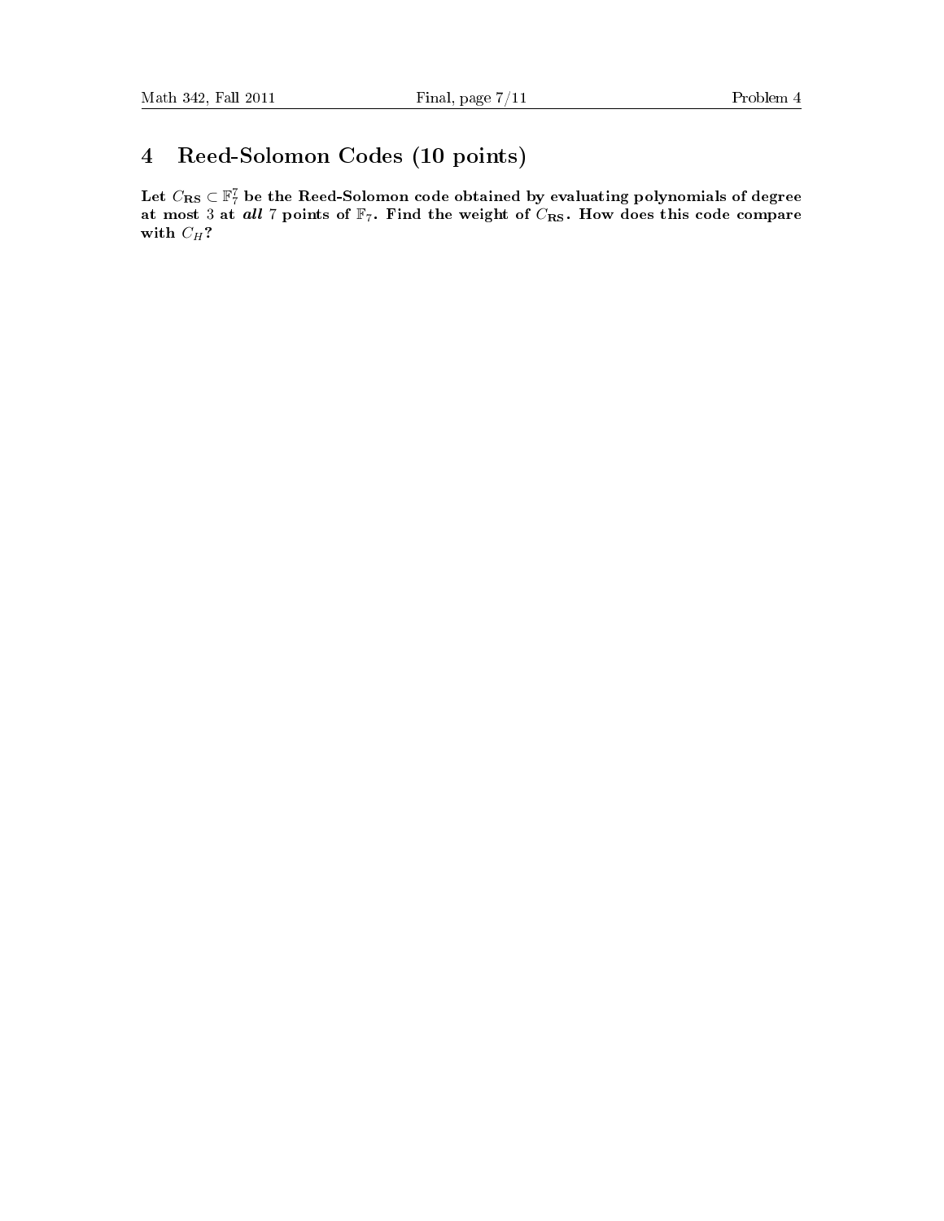# 4 Reed-Solomon Codes (10 points)

**Let $C_{\mathbf{RS}} \subset \mathbb{F}_7^7$ be the Reed-Solomon code obtained by evaluating polynomials of degree at most 3 at *all* 7 points of $\mathbb{F}_7$. Find the weight of $C_{\mathbf{RS}}$. How does this code compare with $C_H$?**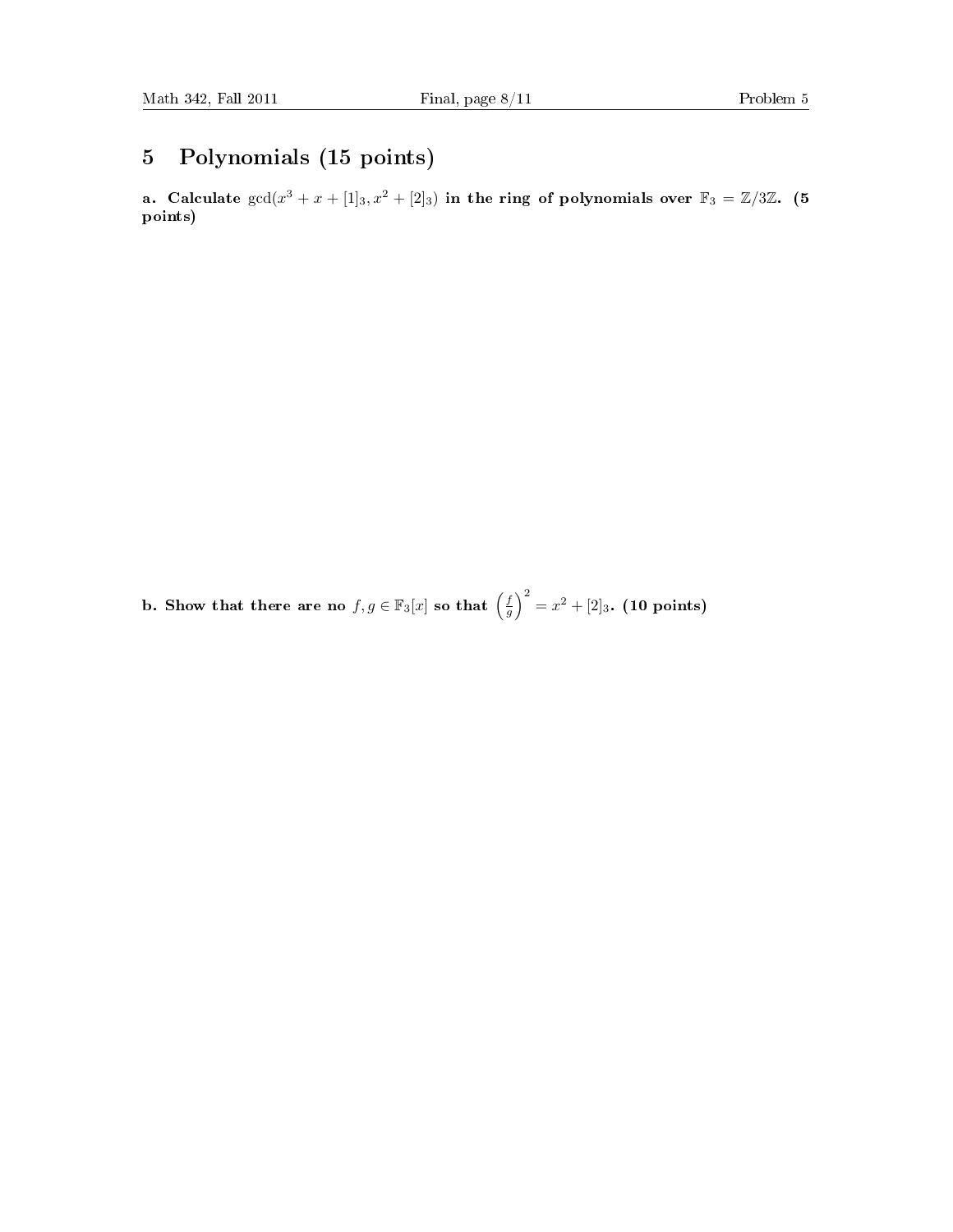# 5 Polynomials (15 points)

**a. Calculate** $\gcd(x^3 + x + [1]_3, x^2 + [2]_3)$ **in the ring of polynomials over** $\mathbb{F}_3 = \mathbb{Z}/3\mathbb{Z}$. **(5 points)**

**b. Show that there are no** $f, g \in \mathbb{F}_3[x]$ **so that** $\left(\frac{f}{g}\right)^2 = x^2 + [2]_3$. **(10 points)**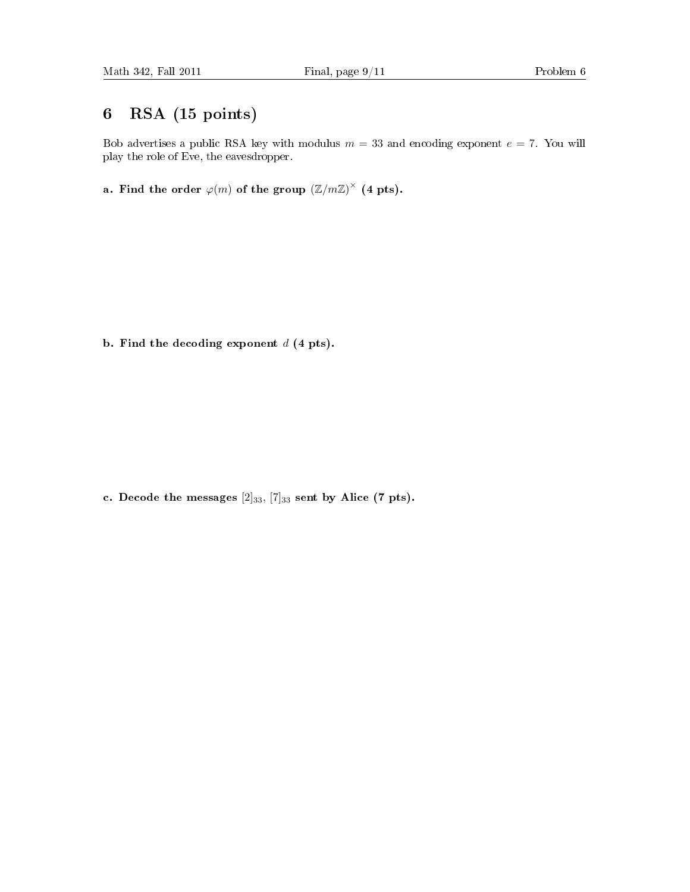## 6 RSA (15 points)

Bob advertises a public RSA key with modulus $m = 33$ and encoding exponent $e = 7$. You will play the role of Eve, the eavesdropper.

**a. Find the order $\varphi(m)$ of the group $(\mathbb{Z}/m\mathbb{Z})^\times$ (4 pts).**

**b. Find the decoding exponent $d$ (4 pts).**

**c. Decode the messages $[2]_{33}$, $[7]_{33}$ sent by Alice (7 pts).**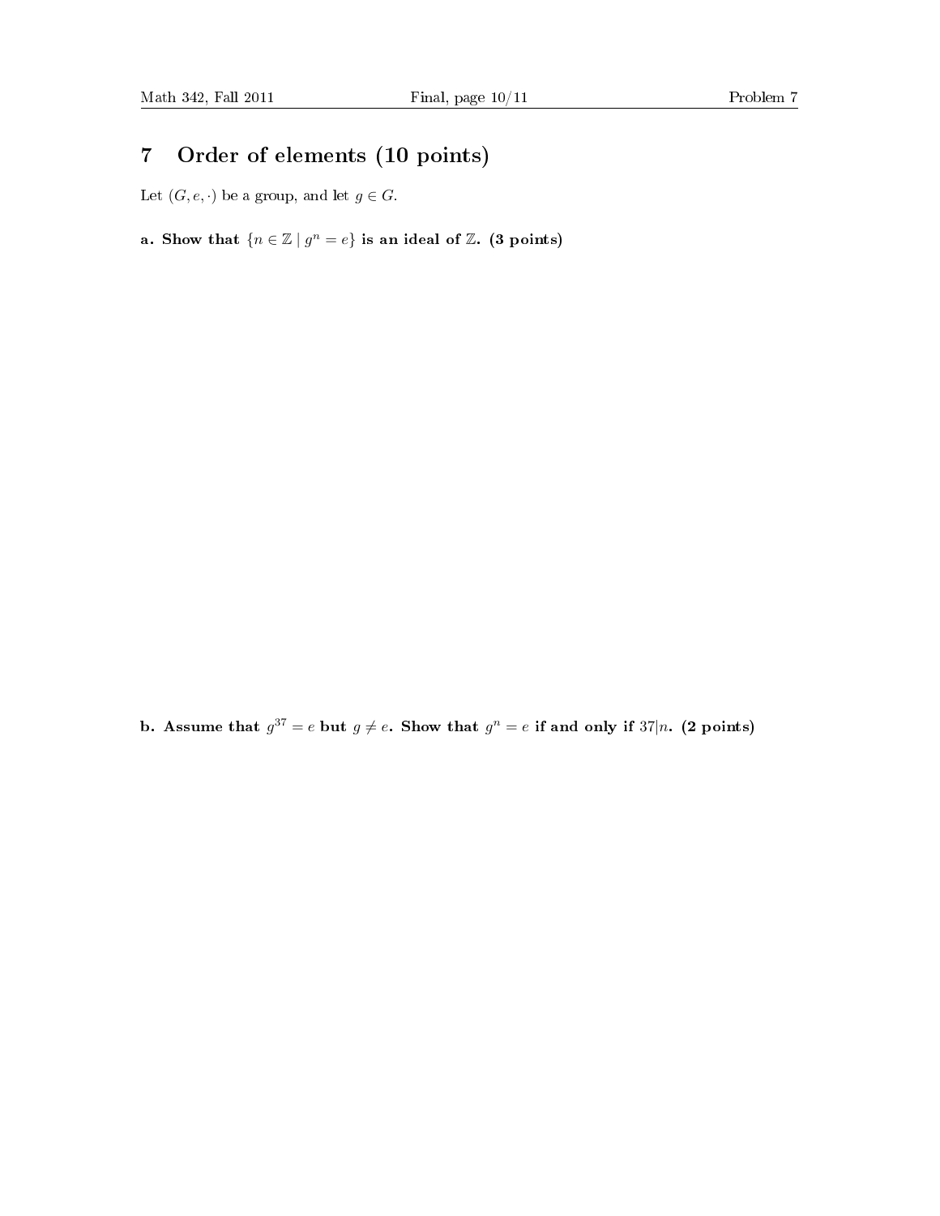# 7 Order of elements (10 points)

Let $(G, e, \cdot)$ be a group, and let $g \in G$.

**a. Show that $\{n \in \mathbb{Z} \mid g^n = e\}$ is an ideal of $\mathbb{Z}$. (3 points)**

**b. Assume that $g^{37} = e$ but $g \neq e$. Show that $g^n = e$ if and only if $37|n$. (2 points)**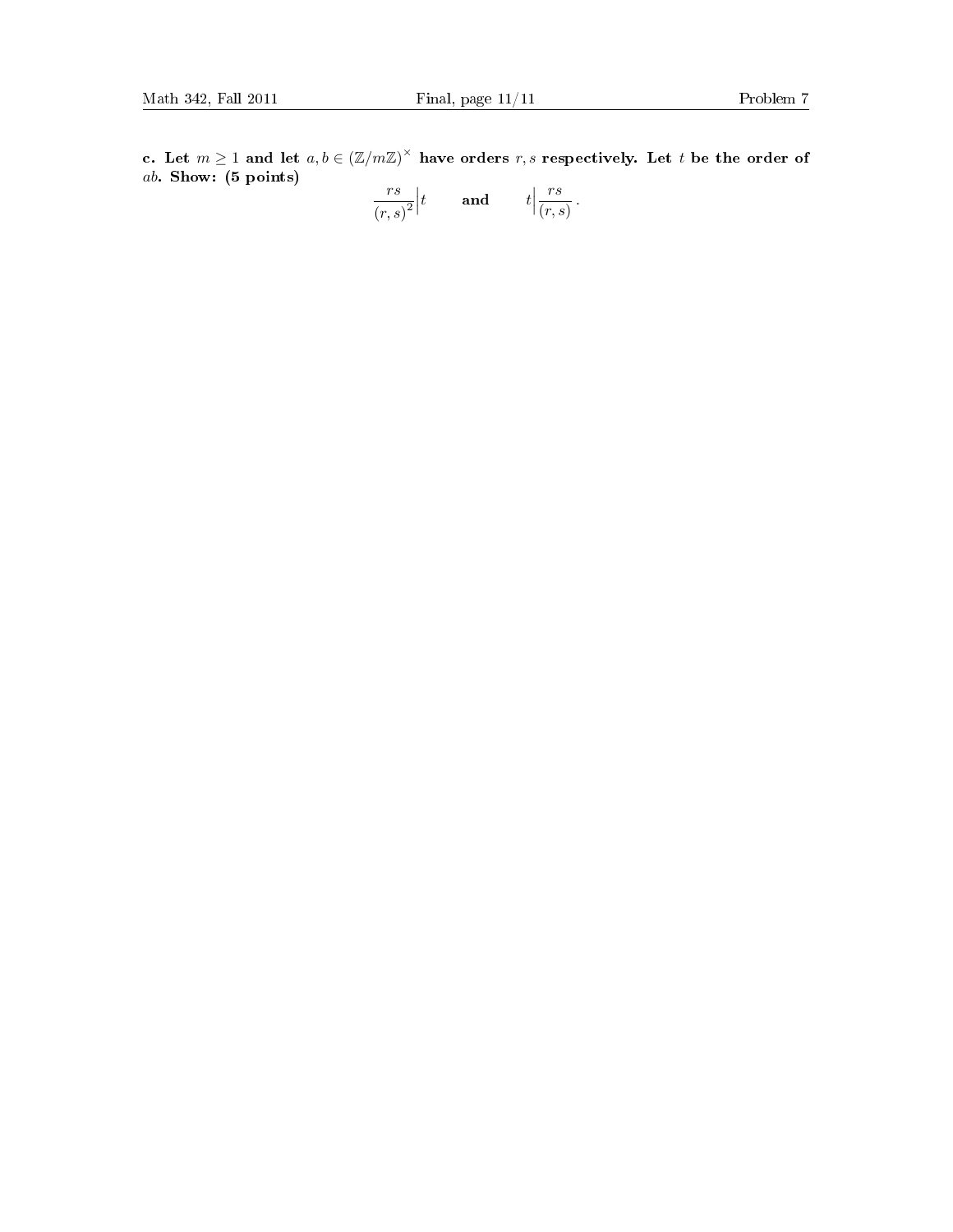**c. Let $m \geq 1$ and let $a, b \in (\mathbb{Z}/m\mathbb{Z})^{\times}$ have orders $r, s$ respectively. Let $t$ be the order of $ab$. Show: (5 points)**

$$\frac{rs}{(r,s)^2}\Big| t \qquad \text{and} \qquad t\Big|\frac{rs}{(r,s)}\,.$$